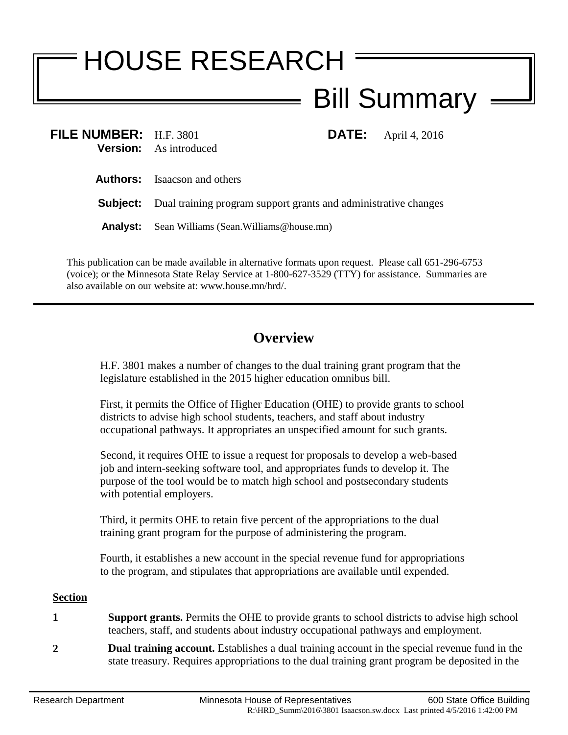# HOUSE RESEARCH

## Bill Summary

**FILE NUMBER:** H.F. 3801 **DATE:** April 4, 2016
**Version:** As introduced

**Authors:** Isaacson and others

**Subject:** Dual training program support grants and administrative changes

**Analyst:** Sean Williams (Sean.Williams@house.mn)

This publication can be made available in alternative formats upon request. Please call 651-296-6753 (voice); or the Minnesota State Relay Service at 1-800-627-3529 (TTY) for assistance. Summaries are also available on our website at: www.house.mn/hrd/.

---

## Overview

H.F. 3801 makes a number of changes to the dual training grant program that the legislature established in the 2015 higher education omnibus bill.

First, it permits the Office of Higher Education (OHE) to provide grants to school districts to advise high school students, teachers, and staff about industry occupational pathways. It appropriates an unspecified amount for such grants.

Second, it requires OHE to issue a request for proposals to develop a web-based job and intern-seeking software tool, and appropriates funds to develop it. The purpose of the tool would be to match high school and postsecondary students with potential employers.

Third, it permits OHE to retain five percent of the appropriations to the dual training grant program for the purpose of administering the program.

Fourth, it establishes a new account in the special revenue fund for appropriations to the program, and stipulates that appropriations are available until expended.

**Section**

**1** **Support grants.** Permits the OHE to provide grants to school districts to advise high school teachers, staff, and students about industry occupational pathways and employment.

**2** **Dual training account.** Establishes a dual training account in the special revenue fund in the state treasury. Requires appropriations to the dual training grant program be deposited in the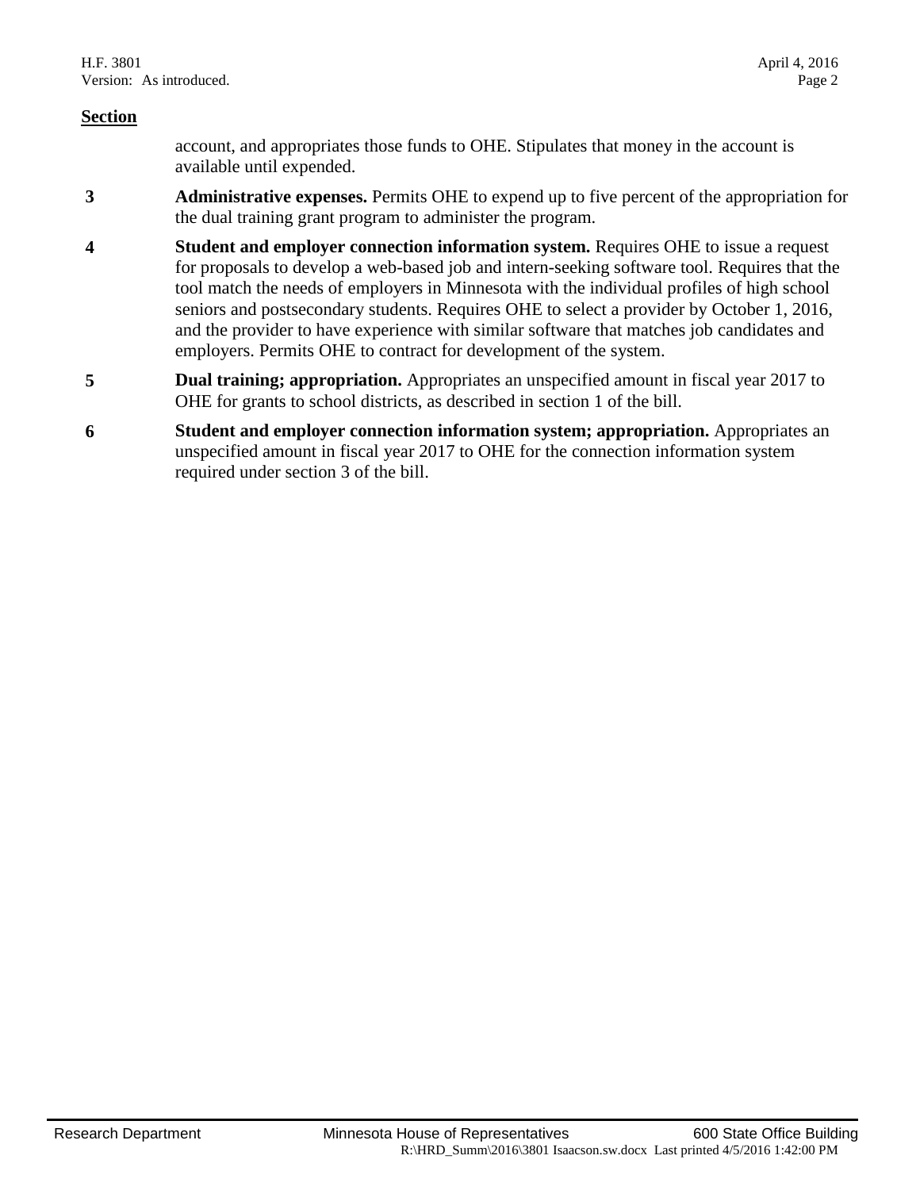**Section**

account, and appropriates those funds to OHE. Stipulates that money in the account is available until expended.

**3** **Administrative expenses.** Permits OHE to expend up to five percent of the appropriation for the dual training grant program to administer the program.

**4** **Student and employer connection information system.** Requires OHE to issue a request for proposals to develop a web-based job and intern-seeking software tool. Requires that the tool match the needs of employers in Minnesota with the individual profiles of high school seniors and postsecondary students. Requires OHE to select a provider by October 1, 2016, and the provider to have experience with similar software that matches job candidates and employers. Permits OHE to contract for development of the system.

**5** **Dual training; appropriation.** Appropriates an unspecified amount in fiscal year 2017 to OHE for grants to school districts, as described in section 1 of the bill.

**6** **Student and employer connection information system; appropriation.** Appropriates an unspecified amount in fiscal year 2017 to OHE for the connection information system required under section 3 of the bill.